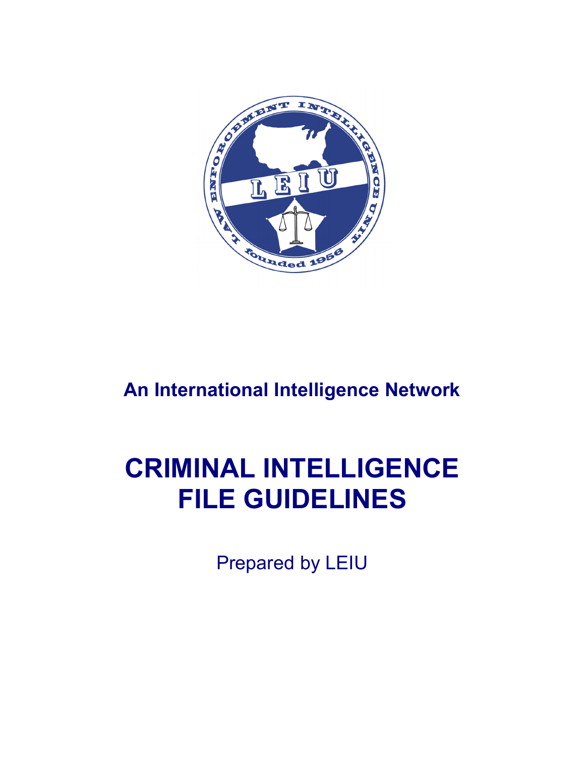An International Intelligence Network

# CRIMINAL INTELLIGENCE FILE GUIDELINES

Prepared by LEIU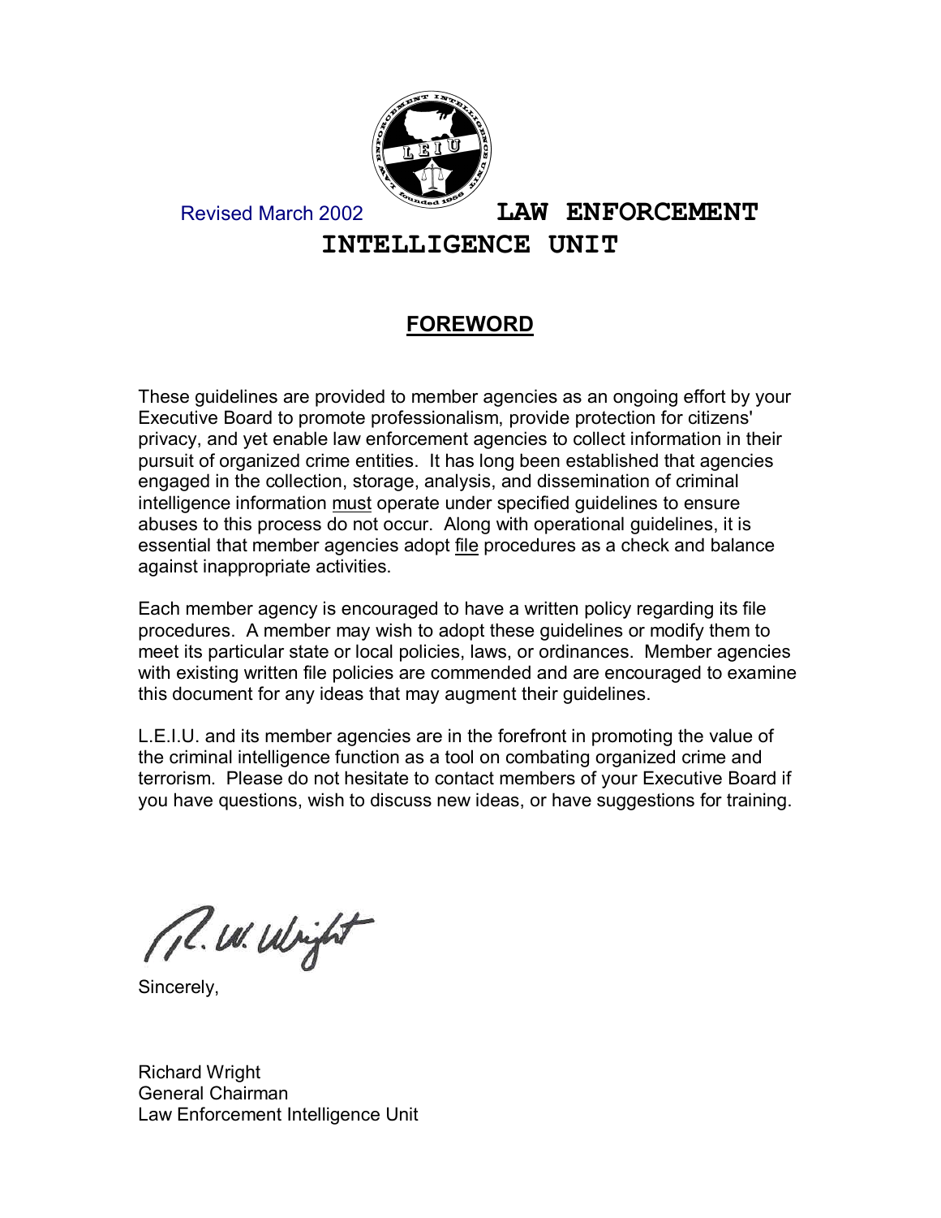Revised March 2002

# LAW ENFORCEMENT INTELLIGENCE UNIT

## FOREWORD

These guidelines are provided to member agencies as an ongoing effort by your Executive Board to promote professionalism, provide protection for citizens' privacy, and yet enable law enforcement agencies to collect information in their pursuit of organized crime entities. It has long been established that agencies engaged in the collection, storage, analysis, and dissemination of criminal intelligence information must operate under specified guidelines to ensure abuses to this process do not occur. Along with operational guidelines, it is essential that member agencies adopt file procedures as a check and balance against inappropriate activities.

Each member agency is encouraged to have a written policy regarding its file procedures. A member may wish to adopt these guidelines or modify them to meet its particular state or local policies, laws, or ordinances. Member agencies with existing written file policies are commended and are encouraged to examine this document for any ideas that may augment their guidelines.

L.E.I.U. and its member agencies are in the forefront in promoting the value of the criminal intelligence function as a tool on combating organized crime and terrorism. Please do not hesitate to contact members of your Executive Board if you have questions, wish to discuss new ideas, or have suggestions for training.

Sincerely,

Richard Wright
General Chairman
Law Enforcement Intelligence Unit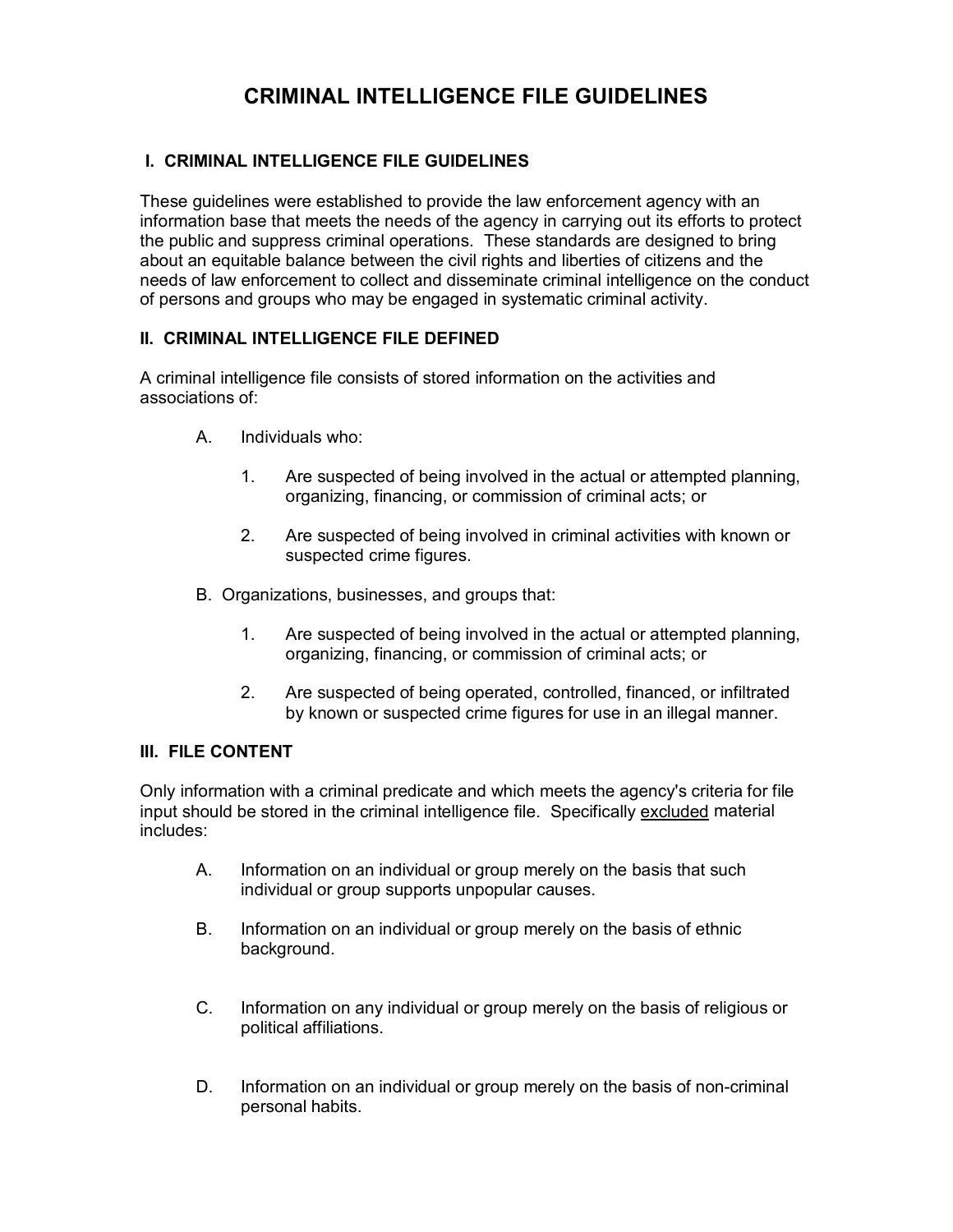# CRIMINAL INTELLIGENCE FILE GUIDELINES

## I. CRIMINAL INTELLIGENCE FILE GUIDELINES

These guidelines were established to provide the law enforcement agency with an information base that meets the needs of the agency in carrying out its efforts to protect the public and suppress criminal operations. These standards are designed to bring about an equitable balance between the civil rights and liberties of citizens and the needs of law enforcement to collect and disseminate criminal intelligence on the conduct of persons and groups who may be engaged in systematic criminal activity.

## II. CRIMINAL INTELLIGENCE FILE DEFINED

A criminal intelligence file consists of stored information on the activities and associations of:

A. Individuals who:

1. Are suspected of being involved in the actual or attempted planning, organizing, financing, or commission of criminal acts; or

2. Are suspected of being involved in criminal activities with known or suspected crime figures.

B. Organizations, businesses, and groups that:

1. Are suspected of being involved in the actual or attempted planning, organizing, financing, or commission of criminal acts; or

2. Are suspected of being operated, controlled, financed, or infiltrated by known or suspected crime figures for use in an illegal manner.

## III. FILE CONTENT

Only information with a criminal predicate and which meets the agency's criteria for file input should be stored in the criminal intelligence file. Specifically <u>excluded</u> material includes:

A. Information on an individual or group merely on the basis that such individual or group supports unpopular causes.

B. Information on an individual or group merely on the basis of ethnic background.

C. Information on any individual or group merely on the basis of religious or political affiliations.

D. Information on an individual or group merely on the basis of non-criminal personal habits.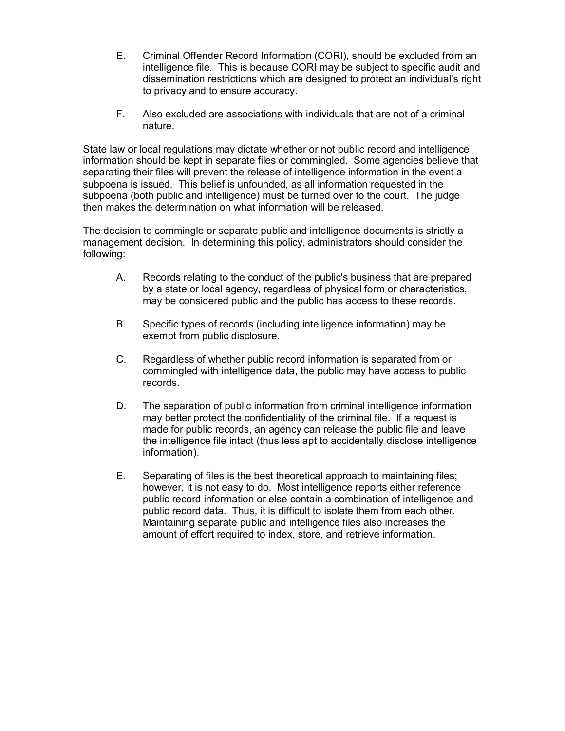E. Criminal Offender Record Information (CORI), should be excluded from an intelligence file. This is because CORI may be subject to specific audit and dissemination restrictions which are designed to protect an individual's right to privacy and to ensure accuracy.

F. Also excluded are associations with individuals that are not of a criminal nature.

State law or local regulations may dictate whether or not public record and intelligence information should be kept in separate files or commingled. Some agencies believe that separating their files will prevent the release of intelligence information in the event a subpoena is issued. This belief is unfounded, as all information requested in the subpoena (both public and intelligence) must be turned over to the court. The judge then makes the determination on what information will be released.

The decision to commingle or separate public and intelligence documents is strictly a management decision. In determining this policy, administrators should consider the following:

A. Records relating to the conduct of the public's business that are prepared by a state or local agency, regardless of physical form or characteristics, may be considered public and the public has access to these records.

B. Specific types of records (including intelligence information) may be exempt from public disclosure.

C. Regardless of whether public record information is separated from or commingled with intelligence data, the public may have access to public records.

D. The separation of public information from criminal intelligence information may better protect the confidentiality of the criminal file. If a request is made for public records, an agency can release the public file and leave the intelligence file intact (thus less apt to accidentally disclose intelligence information).

E. Separating of files is the best theoretical approach to maintaining files; however, it is not easy to do. Most intelligence reports either reference public record information or else contain a combination of intelligence and public record data. Thus, it is difficult to isolate them from each other. Maintaining separate public and intelligence files also increases the amount of effort required to index, store, and retrieve information.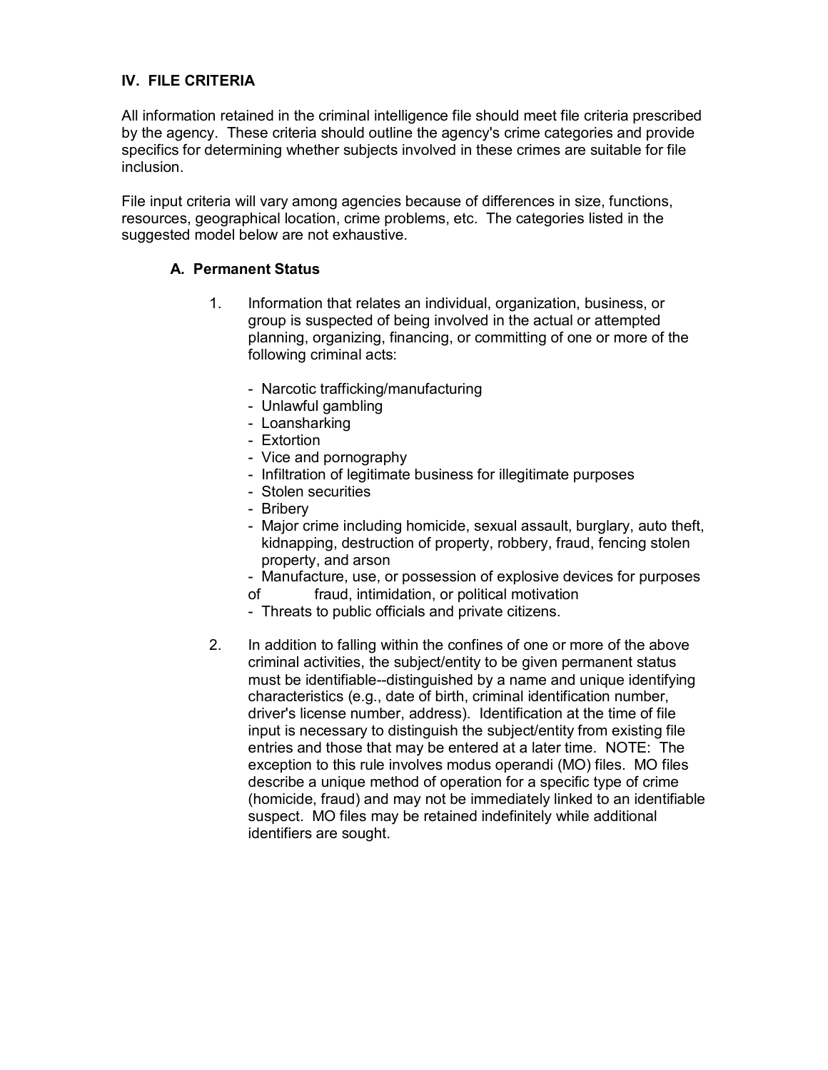## IV. FILE CRITERIA

All information retained in the criminal intelligence file should meet file criteria prescribed by the agency. These criteria should outline the agency's crime categories and provide specifics for determining whether subjects involved in these crimes are suitable for file inclusion.

File input criteria will vary among agencies because of differences in size, functions, resources, geographical location, crime problems, etc. The categories listed in the suggested model below are not exhaustive.

### A. Permanent Status

1. Information that relates an individual, organization, business, or group is suspected of being involved in the actual or attempted planning, organizing, financing, or committing of one or more of the following criminal acts:

   - Narcotic trafficking/manufacturing
   - Unlawful gambling
   - Loansharking
   - Extortion
   - Vice and pornography
   - Infiltration of legitimate business for illegitimate purposes
   - Stolen securities
   - Bribery
   - Major crime including homicide, sexual assault, burglary, auto theft, kidnapping, destruction of property, robbery, fraud, fencing stolen property, and arson
   - Manufacture, use, or possession of explosive devices for purposes of fraud, intimidation, or political motivation
   - Threats to public officials and private citizens.

2. In addition to falling within the confines of one or more of the above criminal activities, the subject/entity to be given permanent status must be identifiable--distinguished by a name and unique identifying characteristics (e.g., date of birth, criminal identification number, driver's license number, address). Identification at the time of file input is necessary to distinguish the subject/entity from existing file entries and those that may be entered at a later time. NOTE: The exception to this rule involves modus operandi (MO) files. MO files describe a unique method of operation for a specific type of crime (homicide, fraud) and may not be immediately linked to an identifiable suspect. MO files may be retained indefinitely while additional identifiers are sought.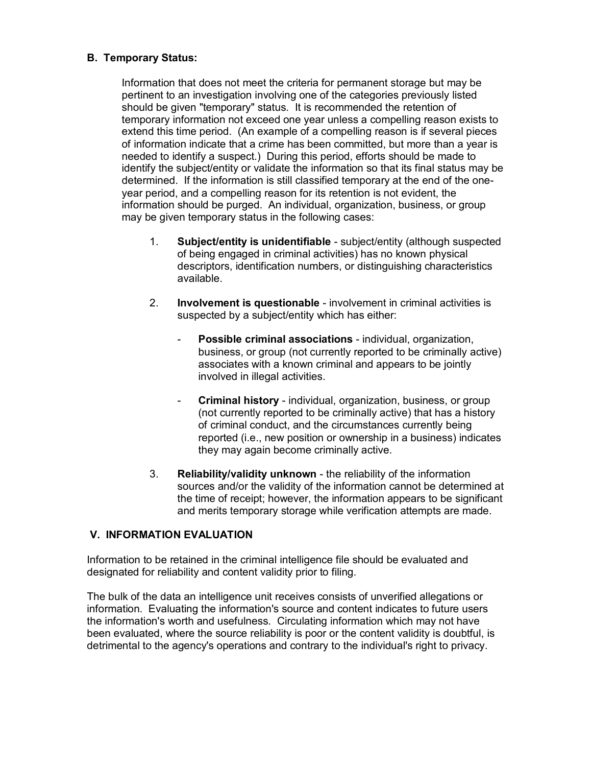**B. Temporary Status:**

Information that does not meet the criteria for permanent storage but may be pertinent to an investigation involving one of the categories previously listed should be given "temporary" status. It is recommended the retention of temporary information not exceed one year unless a compelling reason exists to extend this time period. (An example of a compelling reason is if several pieces of information indicate that a crime has been committed, but more than a year is needed to identify a suspect.) During this period, efforts should be made to identify the subject/entity or validate the information so that its final status may be determined. If the information is still classified temporary at the end of the one-year period, and a compelling reason for its retention is not evident, the information should be purged. An individual, organization, business, or group may be given temporary status in the following cases:

1. **Subject/entity is unidentifiable** - subject/entity (although suspected of being engaged in criminal activities) has no known physical descriptors, identification numbers, or distinguishing characteristics available.

2. **Involvement is questionable** - involvement in criminal activities is suspected by a subject/entity which has either:

   - **Possible criminal associations** - individual, organization, business, or group (not currently reported to be criminally active) associates with a known criminal and appears to be jointly involved in illegal activities.

   - **Criminal history** - individual, organization, business, or group (not currently reported to be criminally active) that has a history of criminal conduct, and the circumstances currently being reported (i.e., new position or ownership in a business) indicates they may again become criminally active.

3. **Reliability/validity unknown** - the reliability of the information sources and/or the validity of the information cannot be determined at the time of receipt; however, the information appears to be significant and merits temporary storage while verification attempts are made.

## V. INFORMATION EVALUATION

Information to be retained in the criminal intelligence file should be evaluated and designated for reliability and content validity prior to filing.

The bulk of the data an intelligence unit receives consists of unverified allegations or information. Evaluating the information's source and content indicates to future users the information's worth and usefulness. Circulating information which may not have been evaluated, where the source reliability is poor or the content validity is doubtful, is detrimental to the agency's operations and contrary to the individual's right to privacy.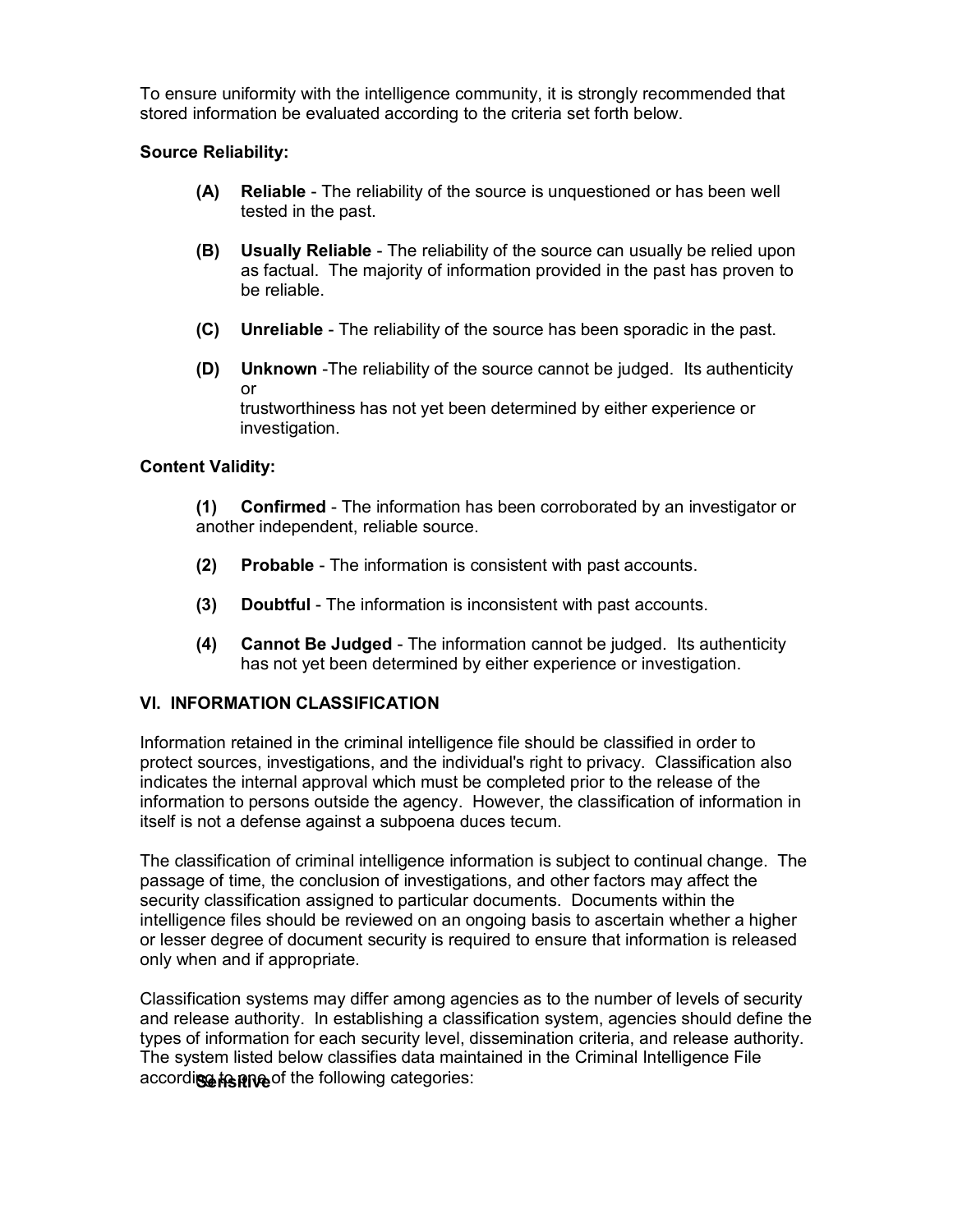To ensure uniformity with the intelligence community, it is strongly recommended that stored information be evaluated according to the criteria set forth below.

**Source Reliability:**

**(A)** **Reliable** - The reliability of the source is unquestioned or has been well tested in the past.

**(B)** **Usually Reliable** - The reliability of the source can usually be relied upon as factual. The majority of information provided in the past has proven to be reliable.

**(C)** **Unreliable** - The reliability of the source has been sporadic in the past.

**(D)** **Unknown** -The reliability of the source cannot be judged. Its authenticity or trustworthiness has not yet been determined by either experience or investigation.

**Content Validity:**

**(1)** **Confirmed** - The information has been corroborated by an investigator or another independent, reliable source.

**(2)** **Probable** - The information is consistent with past accounts.

**(3)** **Doubtful** - The information is inconsistent with past accounts.

**(4)** **Cannot Be Judged** - The information cannot be judged. Its authenticity has not yet been determined by either experience or investigation.

## VI. INFORMATION CLASSIFICATION

Information retained in the criminal intelligence file should be classified in order to protect sources, investigations, and the individual's right to privacy. Classification also indicates the internal approval which must be completed prior to the release of the information to persons outside the agency. However, the classification of information in itself is not a defense against a subpoena duces tecum.

The classification of criminal intelligence information is subject to continual change. The passage of time, the conclusion of investigations, and other factors may affect the security classification assigned to particular documents. Documents within the intelligence files should be reviewed on an ongoing basis to ascertain whether a higher or lesser degree of document security is required to ensure that information is released only when and if appropriate.

Classification systems may differ among agencies as to the number of levels of security and release authority. In establishing a classification system, agencies should define the types of information for each security level, dissemination criteria, and release authority. The system listed below classifies data maintained in the Criminal Intelligence File according to one of the following categories:

**Sensitive**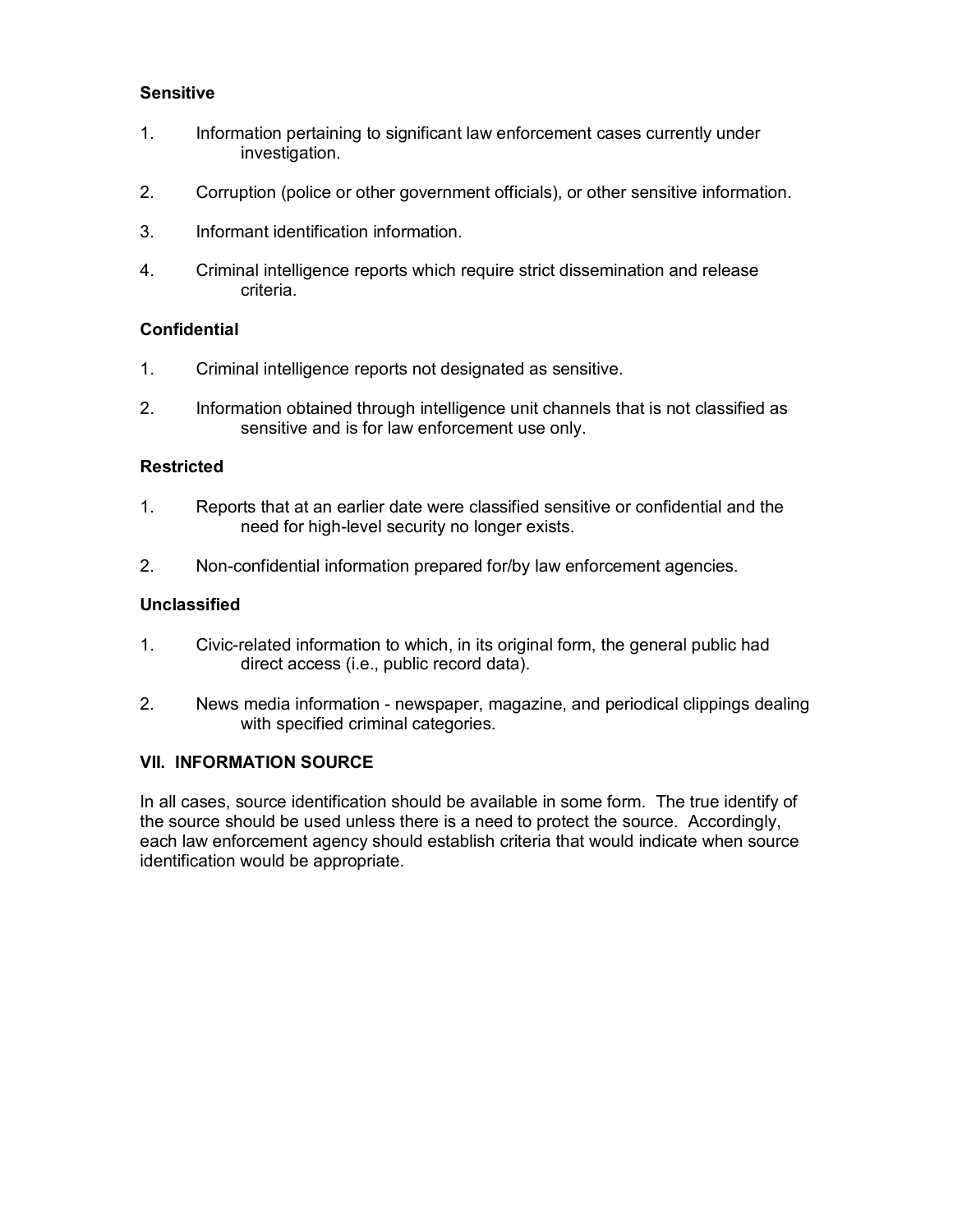**Sensitive**

1. Information pertaining to significant law enforcement cases currently under investigation.

2. Corruption (police or other government officials), or other sensitive information.

3. Informant identification information.

4. Criminal intelligence reports which require strict dissemination and release criteria.

**Confidential**

1. Criminal intelligence reports not designated as sensitive.

2. Information obtained through intelligence unit channels that is not classified as sensitive and is for law enforcement use only.

**Restricted**

1. Reports that at an earlier date were classified sensitive or confidential and the need for high-level security no longer exists.

2. Non-confidential information prepared for/by law enforcement agencies.

**Unclassified**

1. Civic-related information to which, in its original form, the general public had direct access (i.e., public record data).

2. News media information - newspaper, magazine, and periodical clippings dealing with specified criminal categories.

## VII. INFORMATION SOURCE

In all cases, source identification should be available in some form. The true identify of the source should be used unless there is a need to protect the source. Accordingly, each law enforcement agency should establish criteria that would indicate when source identification would be appropriate.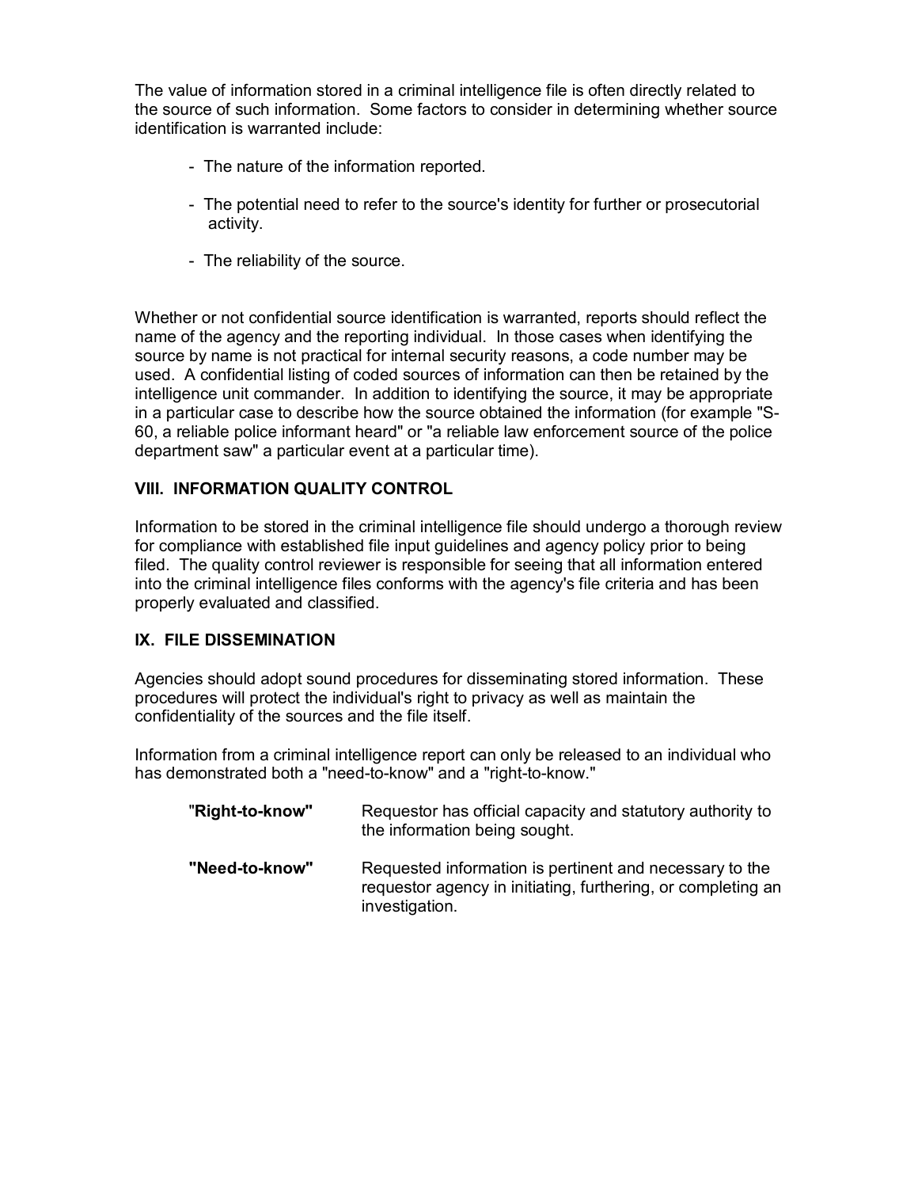The value of information stored in a criminal intelligence file is often directly related to the source of such information. Some factors to consider in determining whether source identification is warranted include:

- The nature of the information reported.
- The potential need to refer to the source's identity for further or prosecutorial activity.
- The reliability of the source.

Whether or not confidential source identification is warranted, reports should reflect the name of the agency and the reporting individual. In those cases when identifying the source by name is not practical for internal security reasons, a code number may be used. A confidential listing of coded sources of information can then be retained by the intelligence unit commander. In addition to identifying the source, it may be appropriate in a particular case to describe how the source obtained the information (for example "S-60, a reliable police informant heard" or "a reliable law enforcement source of the police department saw" a particular event at a particular time).

## VIII. INFORMATION QUALITY CONTROL

Information to be stored in the criminal intelligence file should undergo a thorough review for compliance with established file input guidelines and agency policy prior to being filed. The quality control reviewer is responsible for seeing that all information entered into the criminal intelligence files conforms with the agency's file criteria and has been properly evaluated and classified.

## IX. FILE DISSEMINATION

Agencies should adopt sound procedures for disseminating stored information. These procedures will protect the individual's right to privacy as well as maintain the confidentiality of the sources and the file itself.

Information from a criminal intelligence report can only be released to an individual who has demonstrated both a "need-to-know" and a "right-to-know."

| | |
|---|---|
| **"Right-to-know"** | Requestor has official capacity and statutory authority to the information being sought. |
| **"Need-to-know"** | Requested information is pertinent and necessary to the requestor agency in initiating, furthering, or completing an investigation. |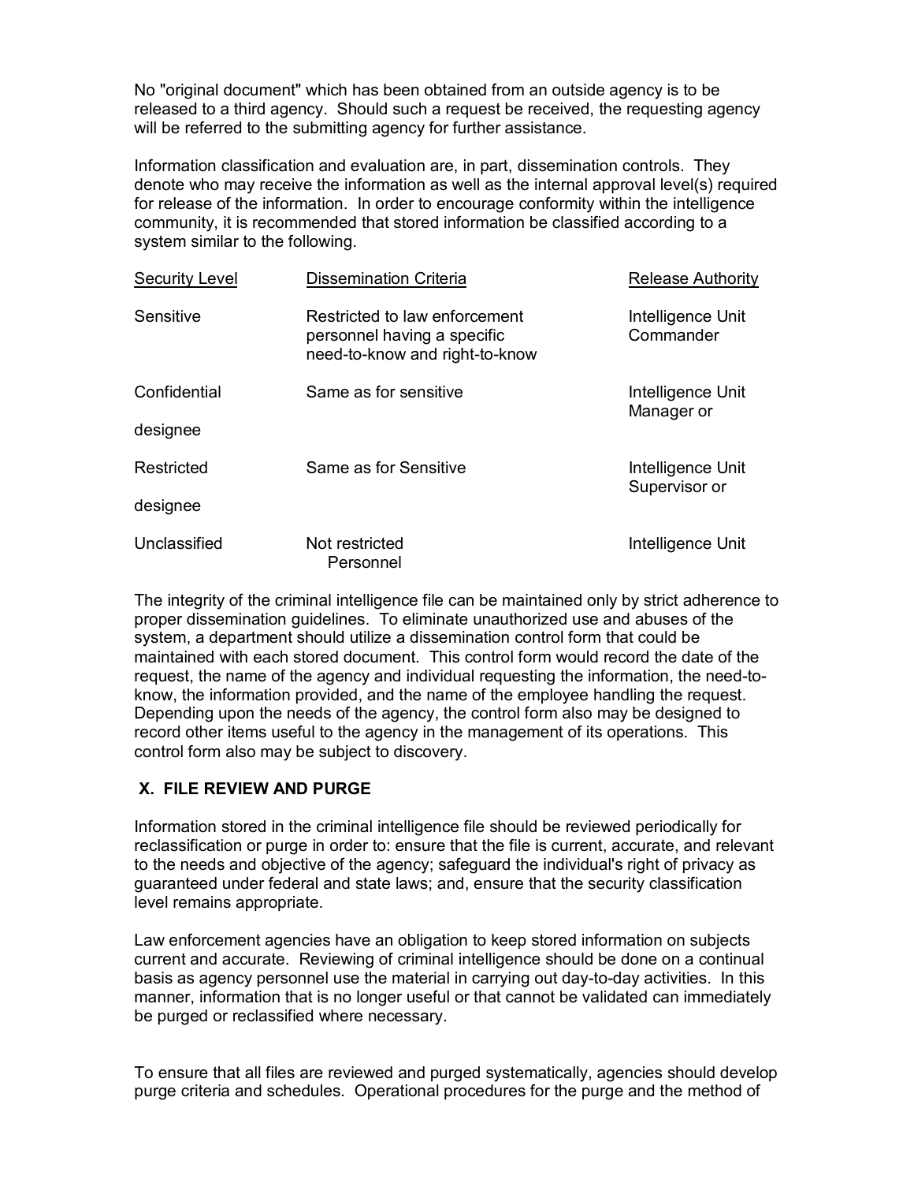No "original document" which has been obtained from an outside agency is to be released to a third agency. Should such a request be received, the requesting agency will be referred to the submitting agency for further assistance.

Information classification and evaluation are, in part, dissemination controls. They denote who may receive the information as well as the internal approval level(s) required for release of the information. In order to encourage conformity within the intelligence community, it is recommended that stored information be classified according to a system similar to the following.

| Security Level | Dissemination Criteria | Release Authority |
|---|---|---|
| Sensitive | Restricted to law enforcement personnel having a specific need-to-know and right-to-know | Intelligence Unit Commander |
| Confidential | Same as for sensitive | Intelligence Unit Manager or designee |
| Restricted | Same as for Sensitive | Intelligence Unit Supervisor or designee |
| Unclassified | Not restricted | Intelligence Unit Personnel |

The integrity of the criminal intelligence file can be maintained only by strict adherence to proper dissemination guidelines. To eliminate unauthorized use and abuses of the system, a department should utilize a dissemination control form that could be maintained with each stored document. This control form would record the date of the request, the name of the agency and individual requesting the information, the need-to-know, the information provided, and the name of the employee handling the request. Depending upon the needs of the agency, the control form also may be designed to record other items useful to the agency in the management of its operations. This control form also may be subject to discovery.

## X. FILE REVIEW AND PURGE

Information stored in the criminal intelligence file should be reviewed periodically for reclassification or purge in order to: ensure that the file is current, accurate, and relevant to the needs and objective of the agency; safeguard the individual's right of privacy as guaranteed under federal and state laws; and, ensure that the security classification level remains appropriate.

Law enforcement agencies have an obligation to keep stored information on subjects current and accurate. Reviewing of criminal intelligence should be done on a continual basis as agency personnel use the material in carrying out day-to-day activities. In this manner, information that is no longer useful or that cannot be validated can immediately be purged or reclassified where necessary.

To ensure that all files are reviewed and purged systematically, agencies should develop purge criteria and schedules. Operational procedures for the purge and the method of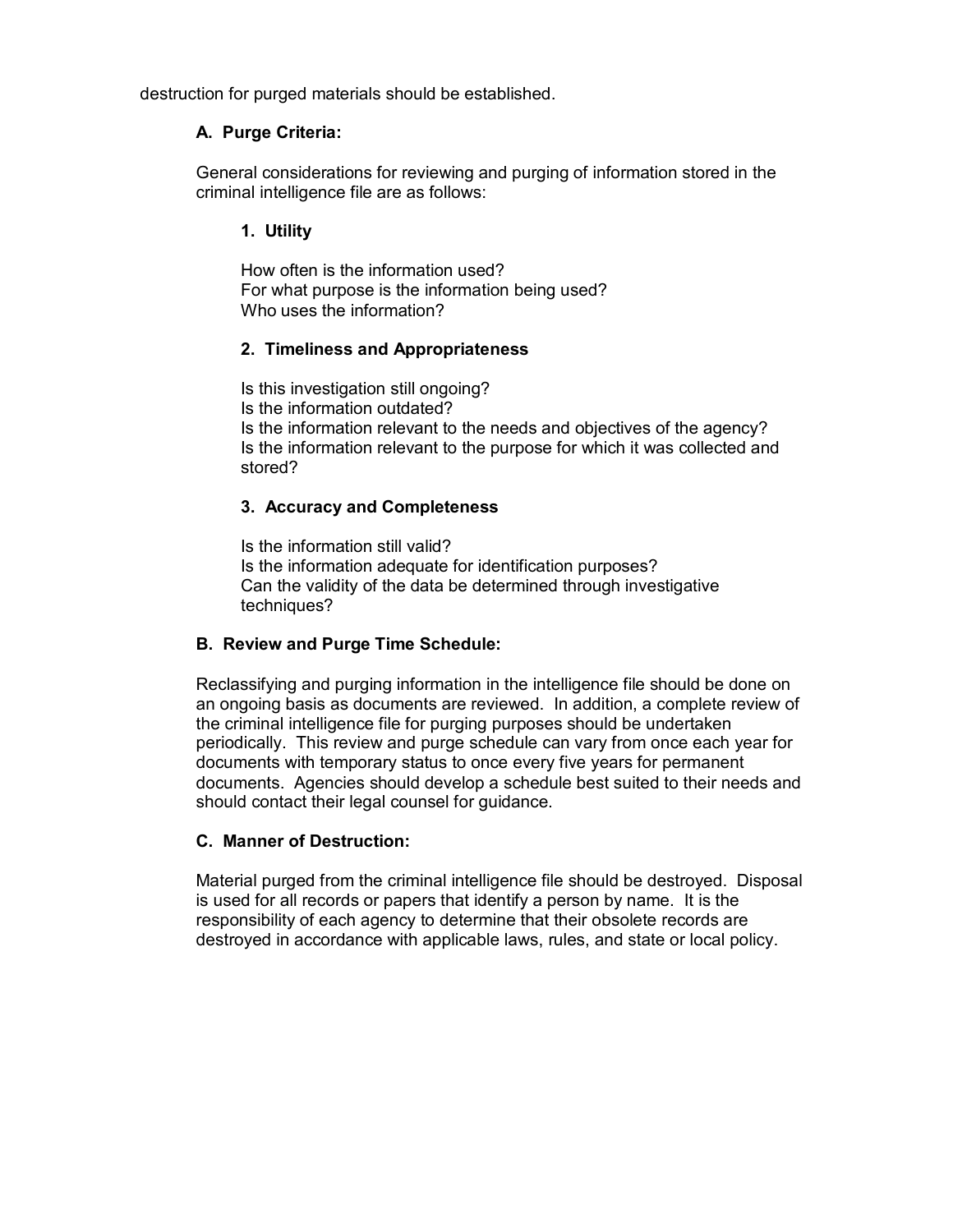destruction for purged materials should be established.

### A. Purge Criteria:

General considerations for reviewing and purging of information stored in the criminal intelligence file are as follows:

#### 1. Utility

How often is the information used?
For what purpose is the information being used?
Who uses the information?

#### 2. Timeliness and Appropriateness

Is this investigation still ongoing?
Is the information outdated?
Is the information relevant to the needs and objectives of the agency?
Is the information relevant to the purpose for which it was collected and stored?

#### 3. Accuracy and Completeness

Is the information still valid?
Is the information adequate for identification purposes?
Can the validity of the data be determined through investigative techniques?

### B. Review and Purge Time Schedule:

Reclassifying and purging information in the intelligence file should be done on an ongoing basis as documents are reviewed. In addition, a complete review of the criminal intelligence file for purging purposes should be undertaken periodically. This review and purge schedule can vary from once each year for documents with temporary status to once every five years for permanent documents. Agencies should develop a schedule best suited to their needs and should contact their legal counsel for guidance.

### C. Manner of Destruction:

Material purged from the criminal intelligence file should be destroyed. Disposal is used for all records or papers that identify a person by name. It is the responsibility of each agency to determine that their obsolete records are destroyed in accordance with applicable laws, rules, and state or local policy.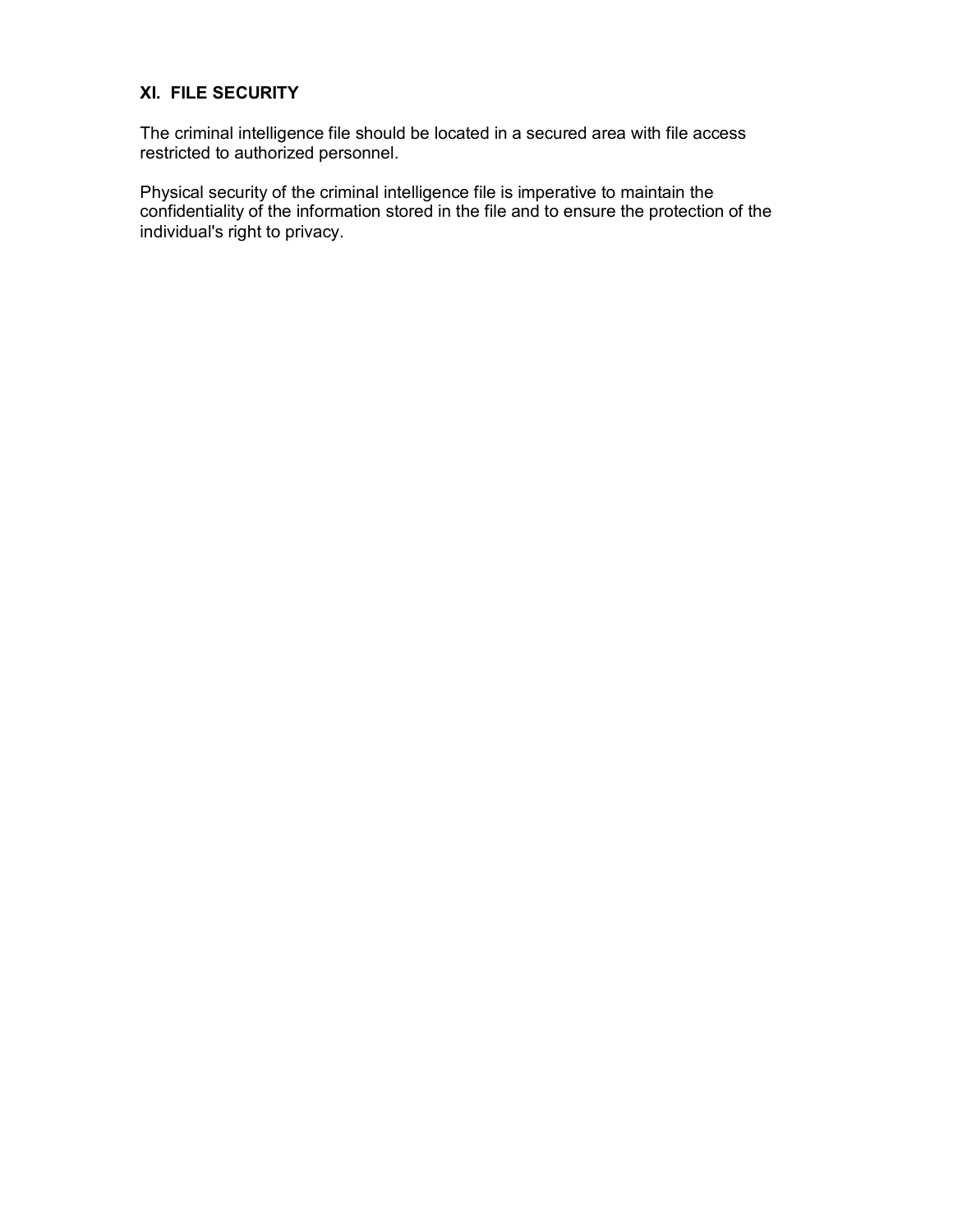## XI. FILE SECURITY

The criminal intelligence file should be located in a secured area with file access restricted to authorized personnel.

Physical security of the criminal intelligence file is imperative to maintain the confidentiality of the information stored in the file and to ensure the protection of the individual's right to privacy.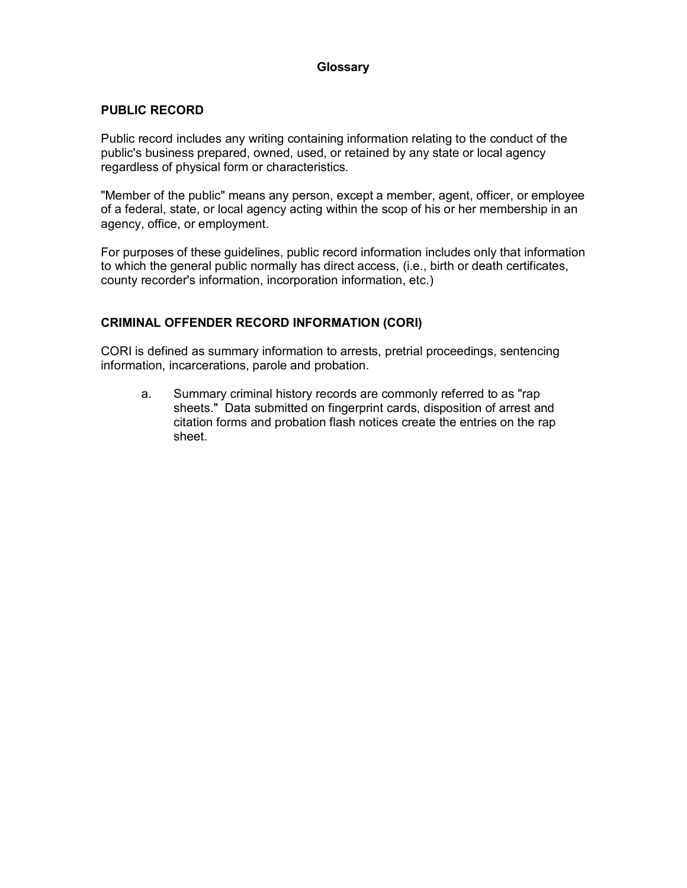# Glossary

## PUBLIC RECORD

Public record includes any writing containing information relating to the conduct of the public's business prepared, owned, used, or retained by any state or local agency regardless of physical form or characteristics.

"Member of the public" means any person, except a member, agent, officer, or employee of a federal, state, or local agency acting within the scop of his or her membership in an agency, office, or employment.

For purposes of these guidelines, public record information includes only that information to which the general public normally has direct access, (i.e., birth or death certificates, county recorder's information, incorporation information, etc.)

## CRIMINAL OFFENDER RECORD INFORMATION (CORI)

CORI is defined as summary information to arrests, pretrial proceedings, sentencing information, incarcerations, parole and probation.

a. Summary criminal history records are commonly referred to as "rap sheets." Data submitted on fingerprint cards, disposition of arrest and citation forms and probation flash notices create the entries on the rap sheet.